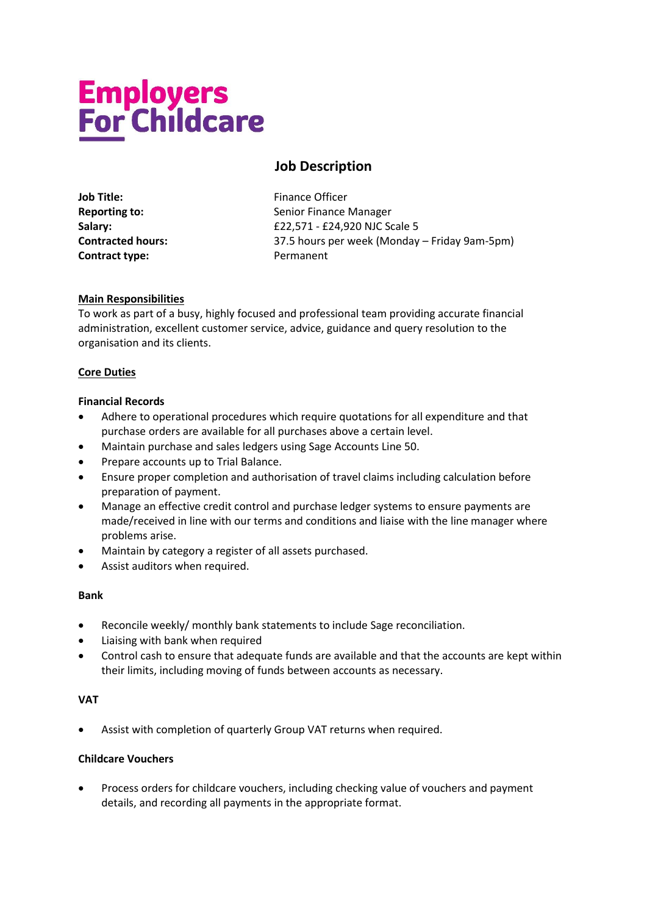Employers For Childcare

# Job Description

| | |
|---|---|
| **Job Title:** | Finance Officer |
| **Reporting to:** | Senior Finance Manager |
| **Salary:** | £22,571 - £24,920 NJC Scale 5 |
| **Contracted hours:** | 37.5 hours per week (Monday – Friday 9am-5pm) |
| **Contract type:** | Permanent |

## Main Responsibilities

To work as part of a busy, highly focused and professional team providing accurate financial administration, excellent customer service, advice, guidance and query resolution to the organisation and its clients.

## Core Duties

### Financial Records

- Adhere to operational procedures which require quotations for all expenditure and that purchase orders are available for all purchases above a certain level.
- Maintain purchase and sales ledgers using Sage Accounts Line 50.
- Prepare accounts up to Trial Balance.
- Ensure proper completion and authorisation of travel claims including calculation before preparation of payment.
- Manage an effective credit control and purchase ledger systems to ensure payments are made/received in line with our terms and conditions and liaise with the line manager where problems arise.
- Maintain by category a register of all assets purchased.
- Assist auditors when required.

### Bank

- Reconcile weekly/ monthly bank statements to include Sage reconciliation.
- Liaising with bank when required
- Control cash to ensure that adequate funds are available and that the accounts are kept within their limits, including moving of funds between accounts as necessary.

### VAT

- Assist with completion of quarterly Group VAT returns when required.

### Childcare Vouchers

- Process orders for childcare vouchers, including checking value of vouchers and payment details, and recording all payments in the appropriate format.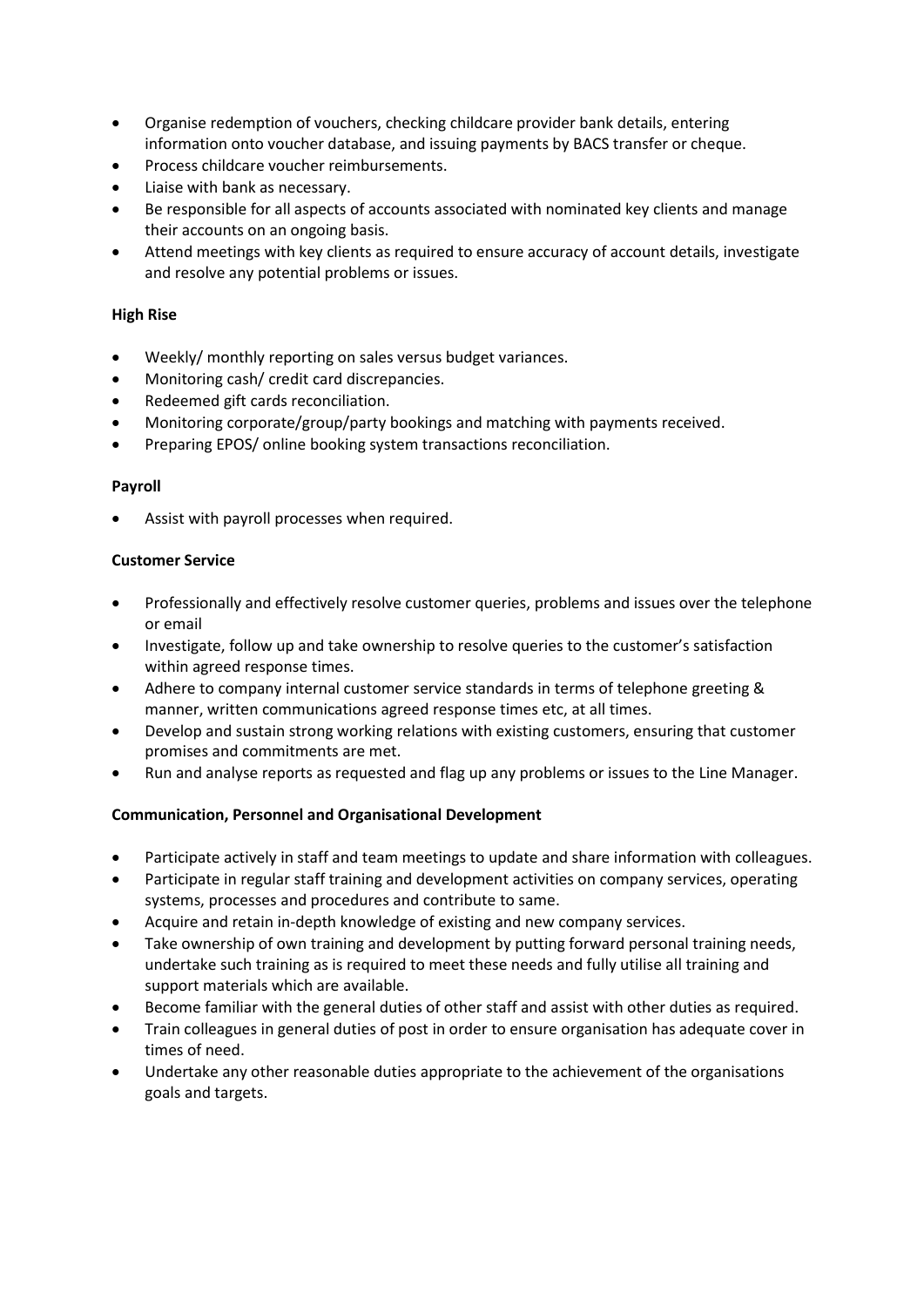- Organise redemption of vouchers, checking childcare provider bank details, entering information onto voucher database, and issuing payments by BACS transfer or cheque.
- Process childcare voucher reimbursements.
- Liaise with bank as necessary.
- Be responsible for all aspects of accounts associated with nominated key clients and manage their accounts on an ongoing basis.
- Attend meetings with key clients as required to ensure accuracy of account details, investigate and resolve any potential problems or issues.

**High Rise**

- Weekly/ monthly reporting on sales versus budget variances.
- Monitoring cash/ credit card discrepancies.
- Redeemed gift cards reconciliation.
- Monitoring corporate/group/party bookings and matching with payments received.
- Preparing EPOS/ online booking system transactions reconciliation.

**Payroll**

- Assist with payroll processes when required.

**Customer Service**

- Professionally and effectively resolve customer queries, problems and issues over the telephone or email
- Investigate, follow up and take ownership to resolve queries to the customer's satisfaction within agreed response times.
- Adhere to company internal customer service standards in terms of telephone greeting & manner, written communications agreed response times etc, at all times.
- Develop and sustain strong working relations with existing customers, ensuring that customer promises and commitments are met.
- Run and analyse reports as requested and flag up any problems or issues to the Line Manager.

**Communication, Personnel and Organisational Development**

- Participate actively in staff and team meetings to update and share information with colleagues.
- Participate in regular staff training and development activities on company services, operating systems, processes and procedures and contribute to same.
- Acquire and retain in-depth knowledge of existing and new company services.
- Take ownership of own training and development by putting forward personal training needs, undertake such training as is required to meet these needs and fully utilise all training and support materials which are available.
- Become familiar with the general duties of other staff and assist with other duties as required.
- Train colleagues in general duties of post in order to ensure organisation has adequate cover in times of need.
- Undertake any other reasonable duties appropriate to the achievement of the organisations goals and targets.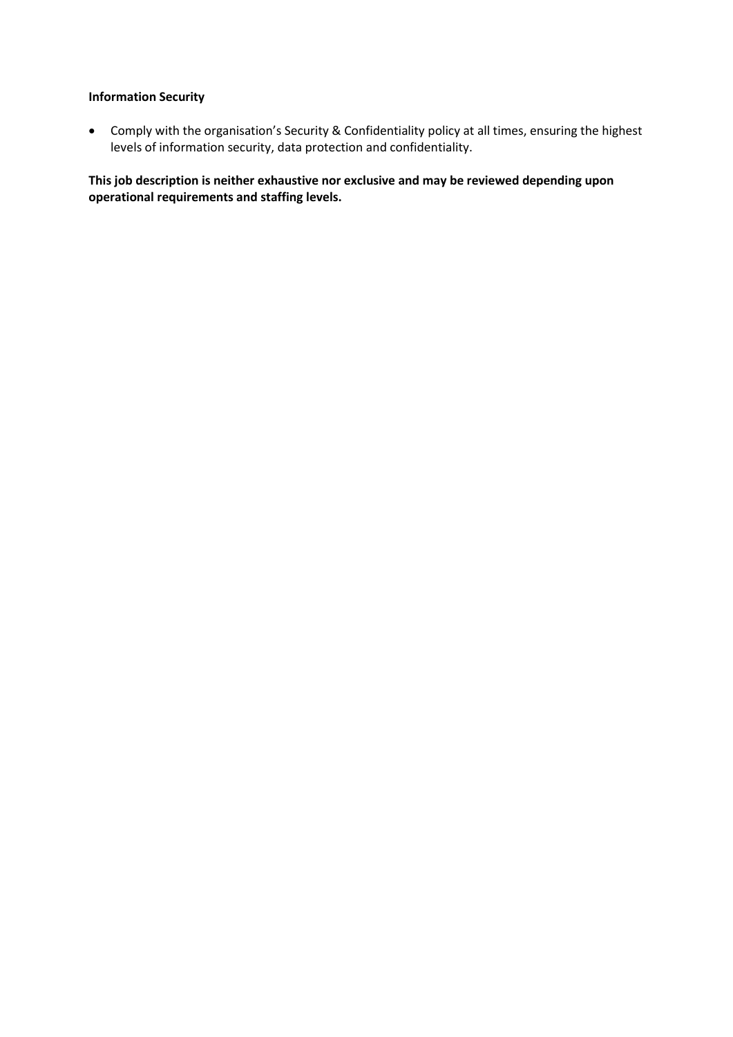**Information Security**

- Comply with the organisation's Security & Confidentiality policy at all times, ensuring the highest levels of information security, data protection and confidentiality.

**This job description is neither exhaustive nor exclusive and may be reviewed depending upon operational requirements and staffing levels.**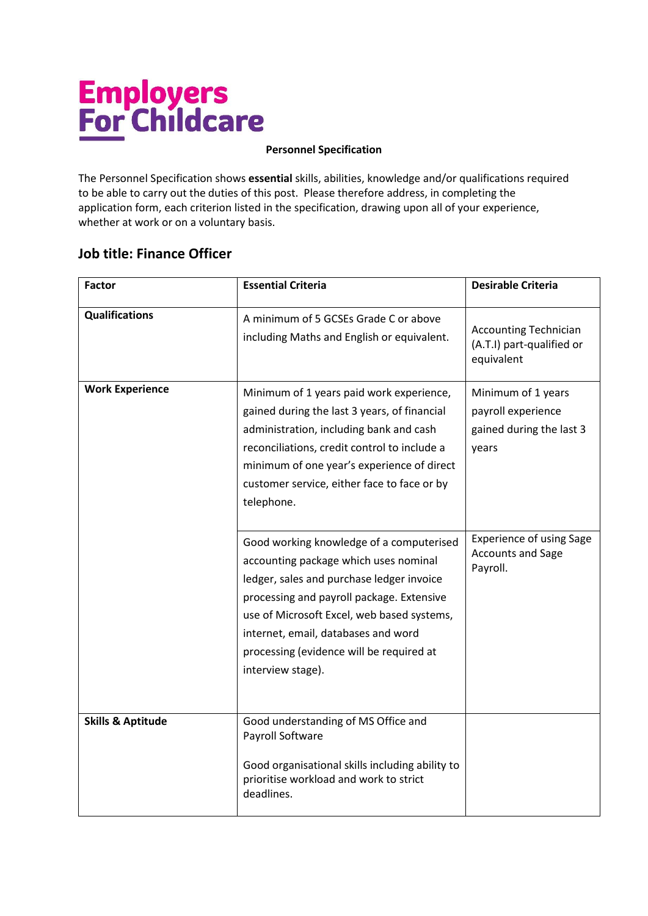**Employers For Childcare**

**Personnel Specification**

The Personnel Specification shows **essential** skills, abilities, knowledge and/or qualifications required to be able to carry out the duties of this post. Please therefore address, in completing the application form, each criterion listed in the specification, drawing upon all of your experience, whether at work or on a voluntary basis.

## Job title: Finance Officer

| Factor | Essential Criteria | Desirable Criteria |
|---|---|---|
| **Qualifications** | A minimum of 5 GCSEs Grade C or above including Maths and English or equivalent. | Accounting Technician (A.T.I) part-qualified or equivalent |
| **Work Experience** | Minimum of 1 years paid work experience, gained during the last 3 years, of financial administration, including bank and cash reconciliations, credit control to include a minimum of one year's experience of direct customer service, either face to face or by telephone. | Minimum of 1 years payroll experience gained during the last 3 years |
| | Good working knowledge of a computerised accounting package which uses nominal ledger, sales and purchase ledger invoice processing and payroll package. Extensive use of Microsoft Excel, web based systems, internet, email, databases and word processing (evidence will be required at interview stage). | Experience of using Sage Accounts and Sage Payroll. |
| **Skills & Aptitude** | Good understanding of MS Office and Payroll Software<br><br>Good organisational skills including ability to prioritise workload and work to strict deadlines. | |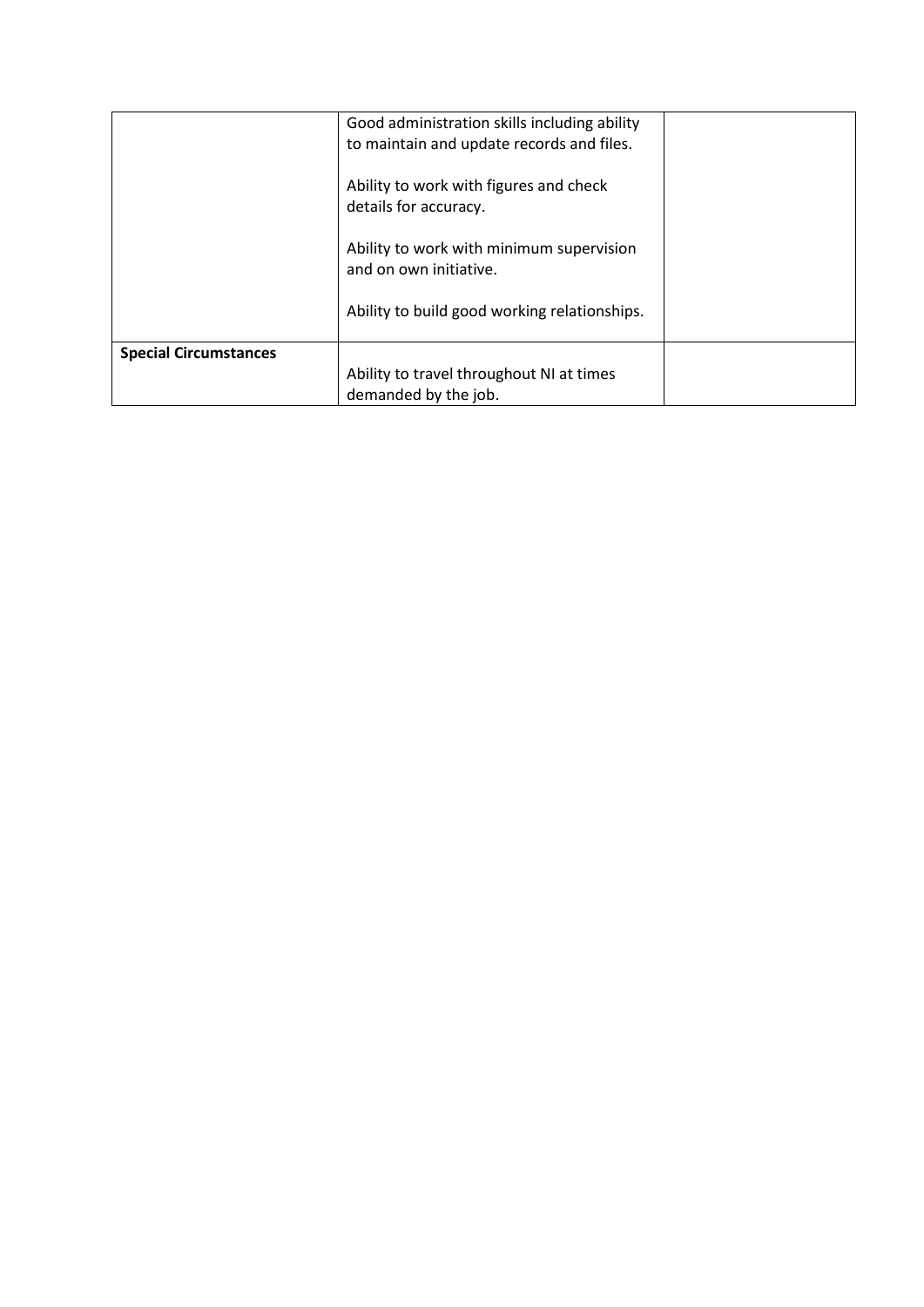| | | |
|---|---|---|
| | Good administration skills including ability to maintain and update records and files.<br><br>Ability to work with figures and check details for accuracy.<br><br>Ability to work with minimum supervision and on own initiative.<br><br>Ability to build good working relationships. | |
| **Special Circumstances** | Ability to travel throughout NI at times demanded by the job. | |